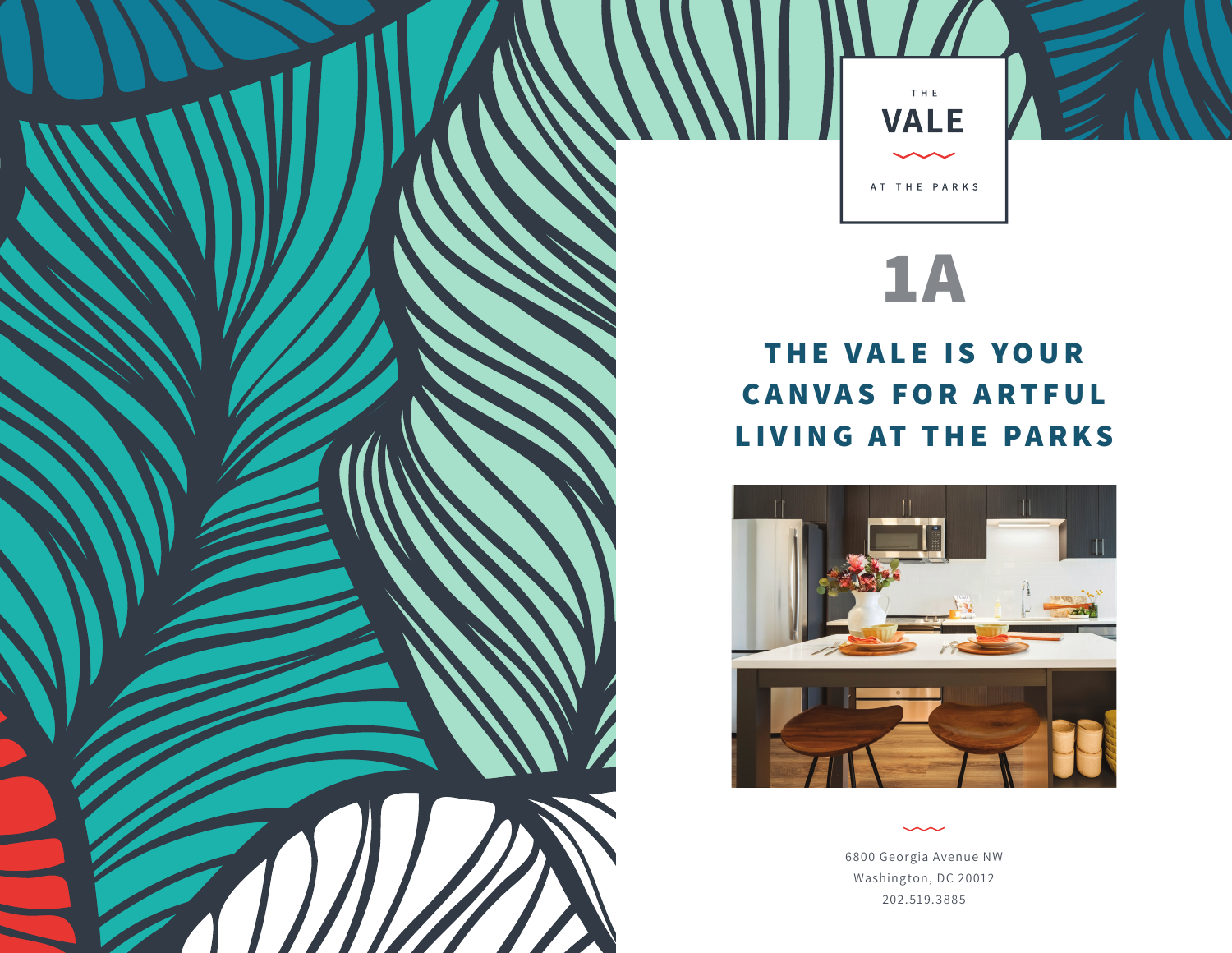THE

# VALE

AT THE PARKS

# 1A

## THE VALE IS YOUR CANVAS FOR ARTFUL LIVING AT THE PARKS

6800 Georgia Avenue NW
Washington, DC 20012
202.519.3885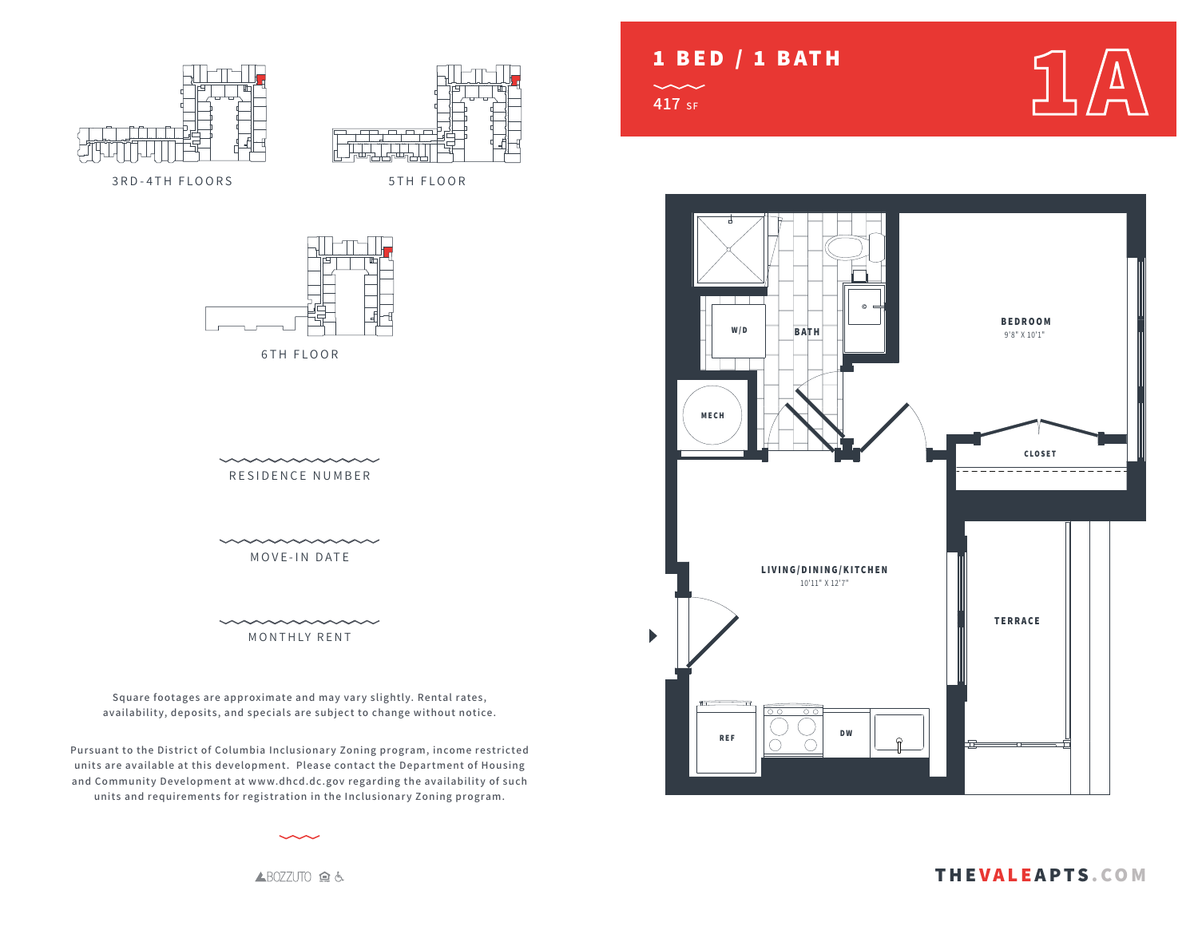# 1 BED / 1 BATH

417 SF

1A

3RD-4TH FLOORS

5TH FLOOR

6TH FLOOR

W/D

BATH

BEDROOM
9'8" X 10'1"

MECH

CLOSET

LIVING/DINING/KITCHEN
10'11" X 12'7"

TERRACE

REF

DW

RESIDENCE NUMBER

MOVE-IN DATE

MONTHLY RENT

Square footages are approximate and may vary slightly. Rental rates, availability, deposits, and specials are subject to change without notice.

Pursuant to the District of Columbia Inclusionary Zoning program, income restricted units are available at this development. Please contact the Department of Housing and Community Development at www.dhcd.dc.gov regarding the availability of such units and requirements for registration in the Inclusionary Zoning program.

BOZZUTO

THEVALEAPTS.COM